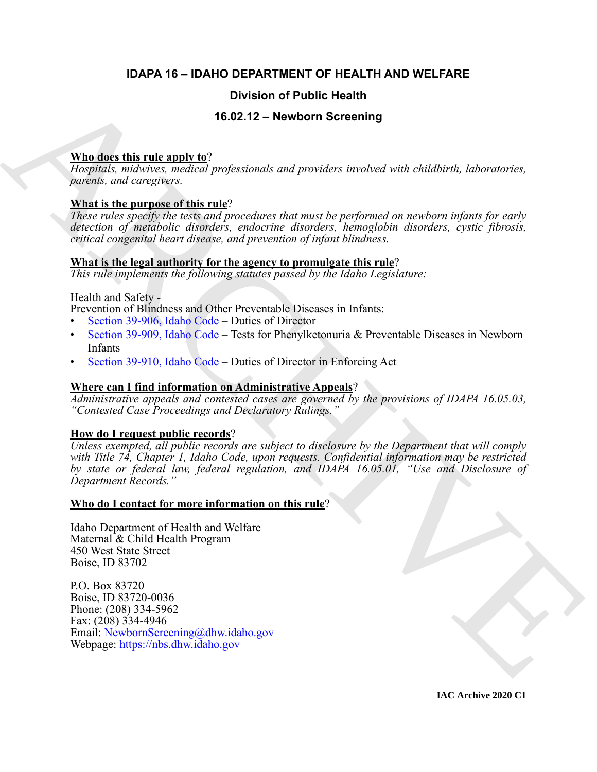# IDAPA 16 – IDAHO DEPARTMENT OF HEALTH AND WELFARE

## Division of Public Health

## 16.02.12 – Newborn Screening

**Who does this rule apply to?**

*Hospitals, midwives, medical professionals and providers involved with childbirth, laboratories, parents, and caregivers.*

**What is the purpose of this rule?**

*These rules specify the tests and procedures that must be performed on newborn infants for early detection of metabolic disorders, endocrine disorders, hemoglobin disorders, cystic fibrosis, critical congenital heart disease, and prevention of infant blindness.*

**What is the legal authority for the agency to promulgate this rule?**

*This rule implements the following statutes passed by the Idaho Legislature:*

Health and Safety -
Prevention of Blindness and Other Preventable Diseases in Infants:

- Section 39-906, Idaho Code – Duties of Director
- Section 39-909, Idaho Code – Tests for Phenylketonuria & Preventable Diseases in Newborn Infants
- Section 39-910, Idaho Code – Duties of Director in Enforcing Act

**Where can I find information on Administrative Appeals?**

*Administrative appeals and contested cases are governed by the provisions of IDAPA 16.05.03, "Contested Case Proceedings and Declaratory Rulings."*

**How do I request public records?**

*Unless exempted, all public records are subject to disclosure by the Department that will comply with Title 74, Chapter 1, Idaho Code, upon requests. Confidential information may be restricted by state or federal law, federal regulation, and IDAPA 16.05.01, "Use and Disclosure of Department Records."*

**Who do I contact for more information on this rule?**

Idaho Department of Health and Welfare
Maternal & Child Health Program
450 West State Street
Boise, ID 83702

P.O. Box 83720
Boise, ID 83720-0036
Phone: (208) 334-5962
Fax: (208) 334-4946
Email: NewbornScreening@dhw.idaho.gov
Webpage: https://nbs.dhw.idaho.gov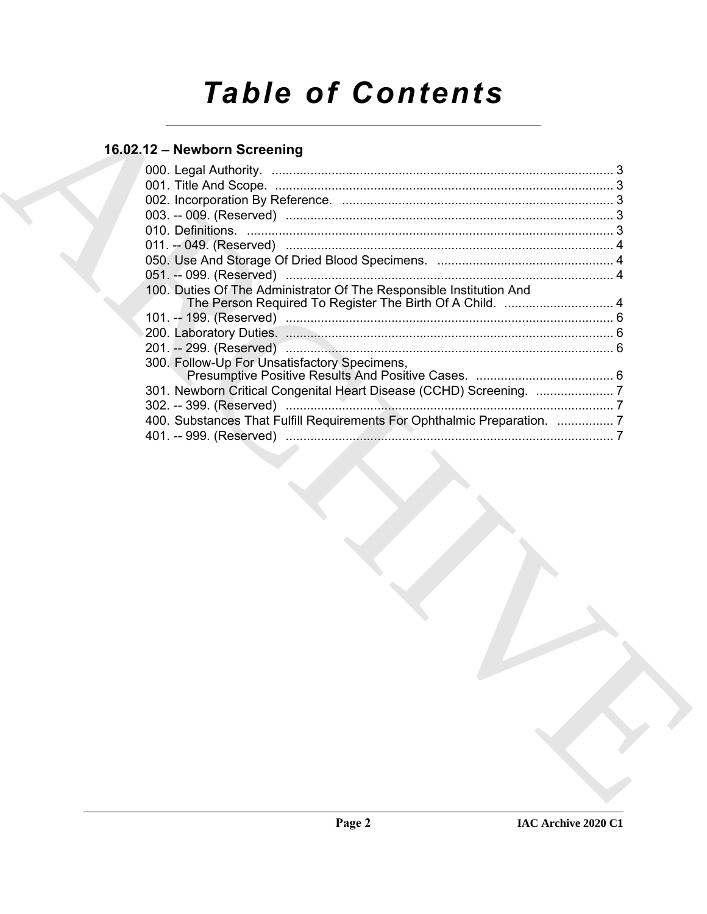# Table of Contents

## 16.02.12 – Newborn Screening

000. Legal Authority. ........................................................................................... 3
001. Title And Scope. ........................................................................................... 3
002. Incorporation By Reference. ........................................................................ 3
003. -- 009. (Reserved) ....................................................................................... 3
010. Definitions. .................................................................................................. 3
011. -- 049. (Reserved) ....................................................................................... 4
050. Use And Storage Of Dried Blood Specimens. .............................................. 4
051. -- 099. (Reserved) ....................................................................................... 4
100. Duties Of The Administrator Of The Responsible Institution And The Person Required To Register The Birth Of A Child. ............................... 4
101. -- 199. (Reserved) ....................................................................................... 6
200. Laboratory Duties. ........................................................................................ 6
201. -- 299. (Reserved) ....................................................................................... 6
300. Follow-Up For Unsatisfactory Specimens, Presumptive Positive Results And Positive Cases. ....................................... 6
301. Newborn Critical Congenital Heart Disease (CCHD) Screening. ...................... 7
302. -- 399. (Reserved) ....................................................................................... 7
400. Substances That Fulfill Requirements For Ophthalmic Preparation. ................ 7
401. -- 999. (Reserved) ....................................................................................... 7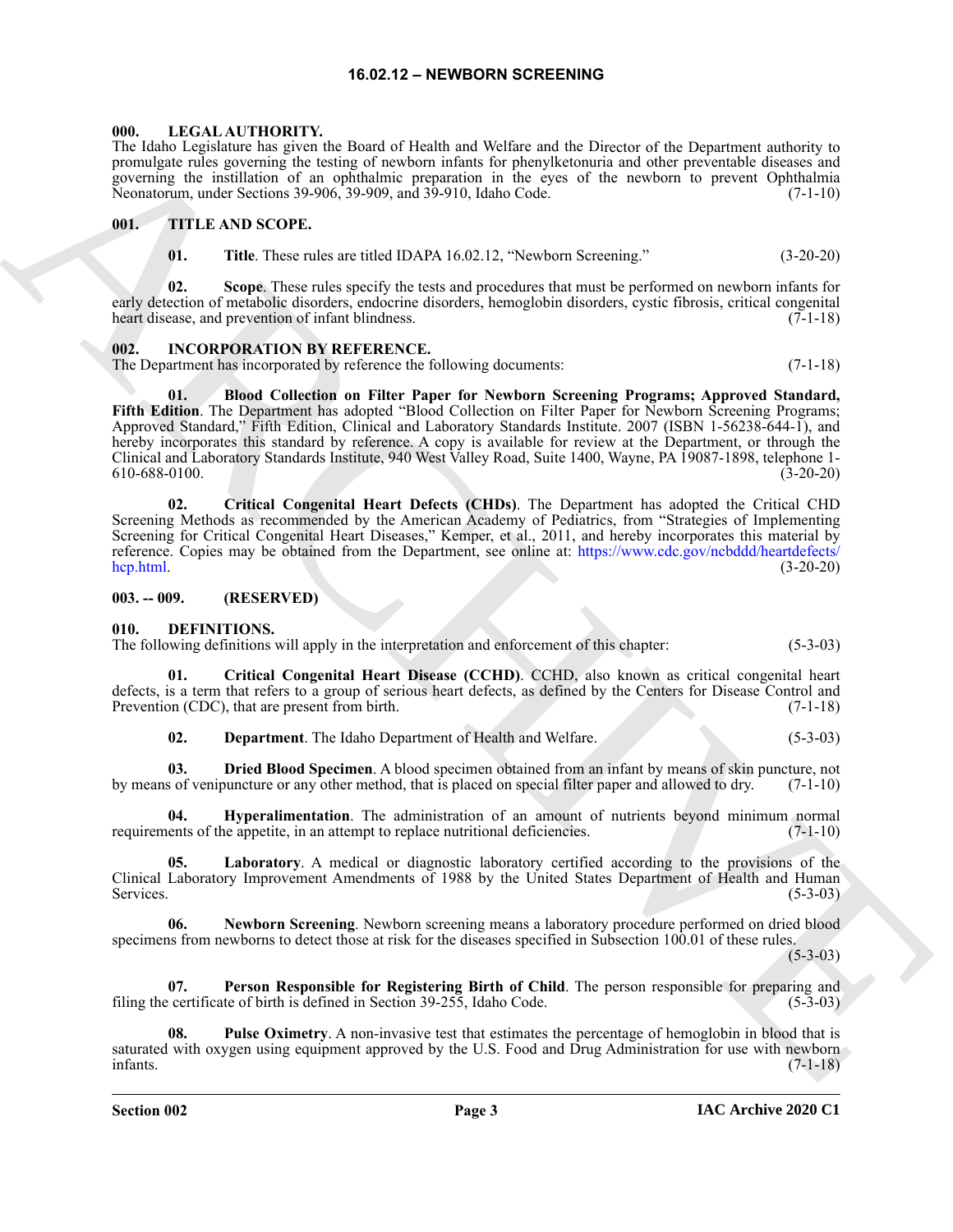# 16.02.12 – NEWBORN SCREENING

## 000. LEGAL AUTHORITY.

The Idaho Legislature has given the Board of Health and Welfare and the Director of the Department authority to promulgate rules governing the testing of newborn infants for phenylketonuria and other preventable diseases and governing the instillation of an ophthalmic preparation in the eyes of the newborn to prevent Ophthalmia Neonatorum, under Sections 39-906, 39-909, and 39-910, Idaho Code. (7-1-10)

## 001. TITLE AND SCOPE.

**01. Title**. These rules are titled IDAPA 16.02.12, "Newborn Screening." (3-20-20)

**02. Scope**. These rules specify the tests and procedures that must be performed on newborn infants for early detection of metabolic disorders, endocrine disorders, hemoglobin disorders, cystic fibrosis, critical congenital heart disease, and prevention of infant blindness. (7-1-18)

## 002. INCORPORATION BY REFERENCE.

The Department has incorporated by reference the following documents: (7-1-18)

**01. Blood Collection on Filter Paper for Newborn Screening Programs; Approved Standard, Fifth Edition**. The Department has adopted "Blood Collection on Filter Paper for Newborn Screening Programs; Approved Standard," Fifth Edition, Clinical and Laboratory Standards Institute. 2007 (ISBN 1-56238-644-1), and hereby incorporates this standard by reference. A copy is available for review at the Department, or through the Clinical and Laboratory Standards Institute, 940 West Valley Road, Suite 1400, Wayne, PA 19087-1898, telephone 1-610-688-0100. (3-20-20)

**02. Critical Congenital Heart Defects (CHDs)**. The Department has adopted the Critical CHD Screening Methods as recommended by the American Academy of Pediatrics, from "Strategies of Implementing Screening for Critical Congenital Heart Diseases," Kemper, et al., 2011, and hereby incorporates this material by reference. Copies may be obtained from the Department, see online at: https://www.cdc.gov/ncbddd/heartdefects/hcp.html. (3-20-20)

## 003. -- 009. (RESERVED)

## 010. DEFINITIONS.

The following definitions will apply in the interpretation and enforcement of this chapter: (5-3-03)

**01. Critical Congenital Heart Disease (CCHD)**. CCHD, also known as critical congenital heart defects, is a term that refers to a group of serious heart defects, as defined by the Centers for Disease Control and Prevention (CDC), that are present from birth. (7-1-18)

**02. Department**. The Idaho Department of Health and Welfare. (5-3-03)

**03. Dried Blood Specimen**. A blood specimen obtained from an infant by means of skin puncture, not by means of venipuncture or any other method, that is placed on special filter paper and allowed to dry. (7-1-10)

**04. Hyperalimentation**. The administration of an amount of nutrients beyond minimum normal requirements of the appetite, in an attempt to replace nutritional deficiencies. (7-1-10)

**05. Laboratory**. A medical or diagnostic laboratory certified according to the provisions of the Clinical Laboratory Improvement Amendments of 1988 by the United States Department of Health and Human Services. (5-3-03)

**06. Newborn Screening**. Newborn screening means a laboratory procedure performed on dried blood specimens from newborns to detect those at risk for the diseases specified in Subsection 100.01 of these rules. (5-3-03)

**07. Person Responsible for Registering Birth of Child**. The person responsible for preparing and filing the certificate of birth is defined in Section 39-255, Idaho Code. (5-3-03)

**08. Pulse Oximetry**. A non-invasive test that estimates the percentage of hemoglobin in blood that is saturated with oxygen using equipment approved by the U.S. Food and Drug Administration for use with newborn infants. (7-1-18)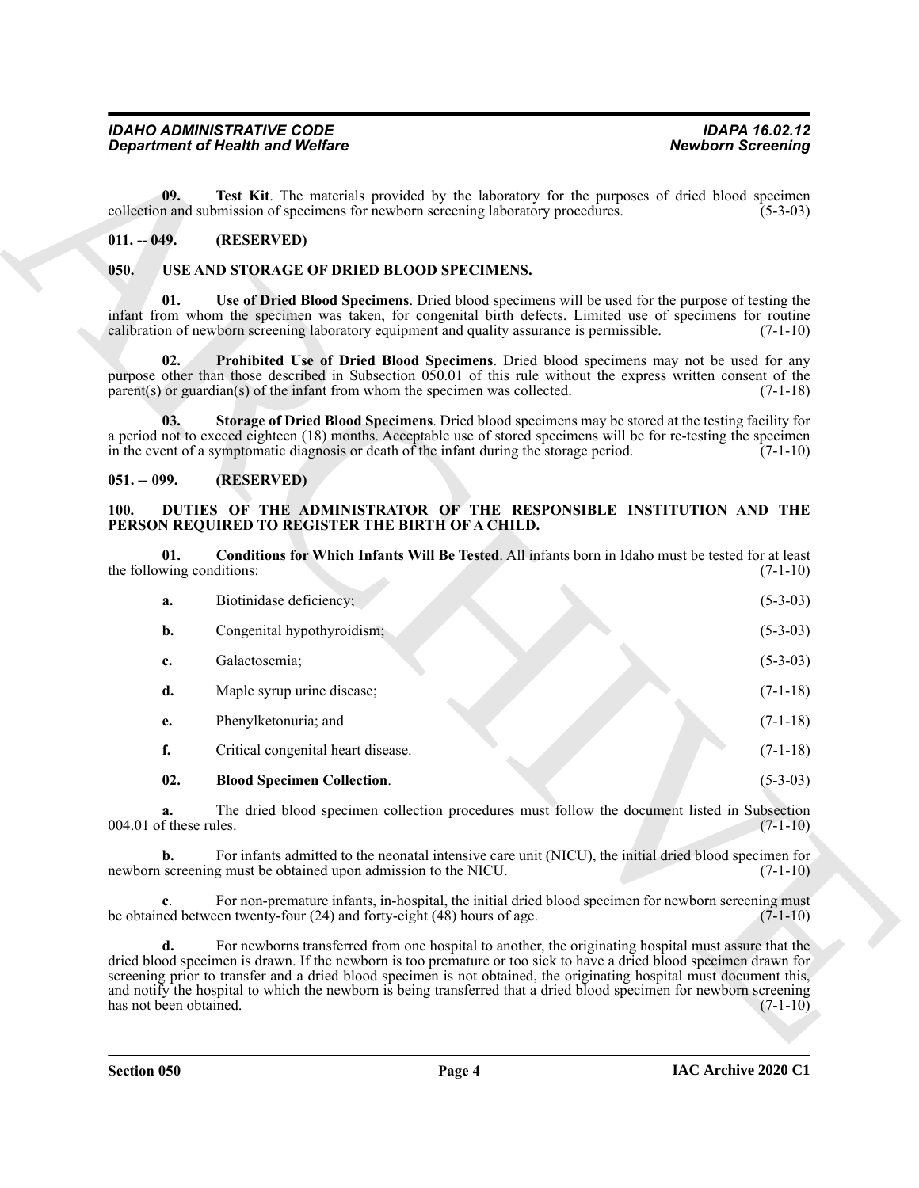**09. Test Kit**. The materials provided by the laboratory for the purposes of dried blood specimen collection and submission of specimens for newborn screening laboratory procedures. (5-3-03)

## 011. -- 049. (RESERVED)

## 050. USE AND STORAGE OF DRIED BLOOD SPECIMENS.

**01. Use of Dried Blood Specimens**. Dried blood specimens will be used for the purpose of testing the infant from whom the specimen was taken, for congenital birth defects. Limited use of specimens for routine calibration of newborn screening laboratory equipment and quality assurance is permissible. (7-1-10)

**02. Prohibited Use of Dried Blood Specimens**. Dried blood specimens may not be used for any purpose other than those described in Subsection 050.01 of this rule without the express written consent of the parent(s) or guardian(s) of the infant from whom the specimen was collected. (7-1-18)

**03. Storage of Dried Blood Specimens**. Dried blood specimens may be stored at the testing facility for a period not to exceed eighteen (18) months. Acceptable use of stored specimens will be for re-testing the specimen in the event of a symptomatic diagnosis or death of the infant during the storage period. (7-1-10)

## 051. -- 099. (RESERVED)

## 100. DUTIES OF THE ADMINISTRATOR OF THE RESPONSIBLE INSTITUTION AND THE PERSON REQUIRED TO REGISTER THE BIRTH OF A CHILD.

**01. Conditions for Which Infants Will Be Tested**. All infants born in Idaho must be tested for at least the following conditions: (7-1-10)

**a.** Biotinidase deficiency; (5-3-03)

**b.** Congenital hypothyroidism; (5-3-03)

**c.** Galactosemia; (5-3-03)

**d.** Maple syrup urine disease; (7-1-18)

**e.** Phenylketonuria; and (7-1-18)

**f.** Critical congenital heart disease. (7-1-18)

**02. Blood Specimen Collection**. (5-3-03)

**a.** The dried blood specimen collection procedures must follow the document listed in Subsection 004.01 of these rules. (7-1-10)

**b.** For infants admitted to the neonatal intensive care unit (NICU), the initial dried blood specimen for newborn screening must be obtained upon admission to the NICU. (7-1-10)

**c**. For non-premature infants, in-hospital, the initial dried blood specimen for newborn screening must be obtained between twenty-four (24) and forty-eight (48) hours of age. (7-1-10)

**d.** For newborns transferred from one hospital to another, the originating hospital must assure that the dried blood specimen is drawn. If the newborn is too premature or too sick to have a dried blood specimen drawn for screening prior to transfer and a dried blood specimen is not obtained, the originating hospital must document this, and notify the hospital to which the newborn is being transferred that a dried blood specimen for newborn screening has not been obtained. (7-1-10)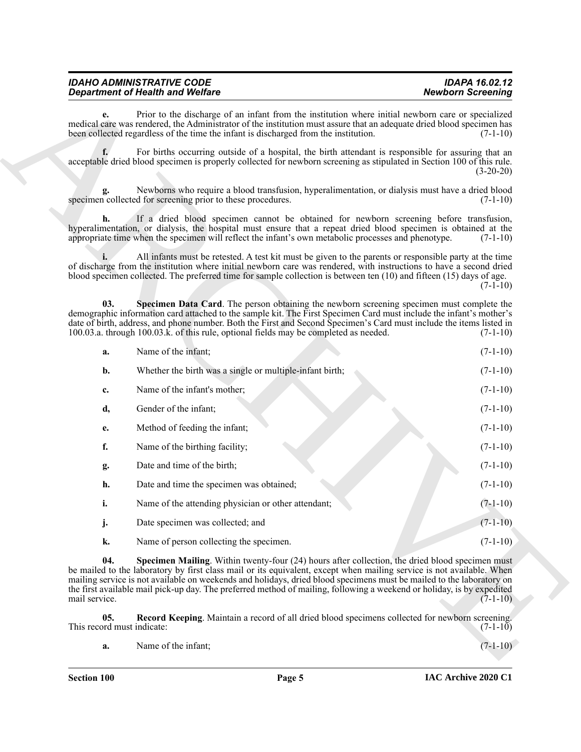**e.** Prior to the discharge of an infant from the institution where initial newborn care or specialized medical care was rendered, the Administrator of the institution must assure that an adequate dried blood specimen has been collected regardless of the time the infant is discharged from the institution. (7-1-10)

**f.** For births occurring outside of a hospital, the birth attendant is responsible for assuring that an acceptable dried blood specimen is properly collected for newborn screening as stipulated in Section 100 of this rule. (3-20-20)

**g.** Newborns who require a blood transfusion, hyperalimentation, or dialysis must have a dried blood specimen collected for screening prior to these procedures. (7-1-10)

**h.** If a dried blood specimen cannot be obtained for newborn screening before transfusion, hyperalimentation, or dialysis, the hospital must ensure that a repeat dried blood specimen is obtained at the appropriate time when the specimen will reflect the infant's own metabolic processes and phenotype. (7-1-10)

**i.** All infants must be retested. A test kit must be given to the parents or responsible party at the time of discharge from the institution where initial newborn care was rendered, with instructions to have a second dried blood specimen collected. The preferred time for sample collection is between ten (10) and fifteen (15) days of age. (7-1-10)

**03. Specimen Data Card**. The person obtaining the newborn screening specimen must complete the demographic information card attached to the sample kit. The First Specimen Card must include the infant's mother's date of birth, address, and phone number. Both the First and Second Specimen's Card must include the items listed in 100.03.a. through 100.03.k. of this rule, optional fields may be completed as needed. (7-1-10)

**a.** Name of the infant; (7-1-10)

**b.** Whether the birth was a single or multiple-infant birth; (7-1-10)

**c.** Name of the infant's mother; (7-1-10)

**d,** Gender of the infant; (7-1-10)

**e.** Method of feeding the infant; (7-1-10)

**f.** Name of the birthing facility; (7-1-10)

**g.** Date and time of the birth; (7-1-10)

**h.** Date and time the specimen was obtained; (7-1-10)

**i.** Name of the attending physician or other attendant; (7-1-10)

**j.** Date specimen was collected; and (7-1-10)

**k.** Name of person collecting the specimen. (7-1-10)

**04. Specimen Mailing**. Within twenty-four (24) hours after collection, the dried blood specimen must be mailed to the laboratory by first class mail or its equivalent, except when mailing service is not available. When mailing service is not available on weekends and holidays, dried blood specimens must be mailed to the laboratory on the first available mail pick-up day. The preferred method of mailing, following a weekend or holiday, is by expedited mail service. (7-1-10)

**05. Record Keeping**. Maintain a record of all dried blood specimens collected for newborn screening. This record must indicate: (7-1-10)

**a.** Name of the infant; (7-1-10)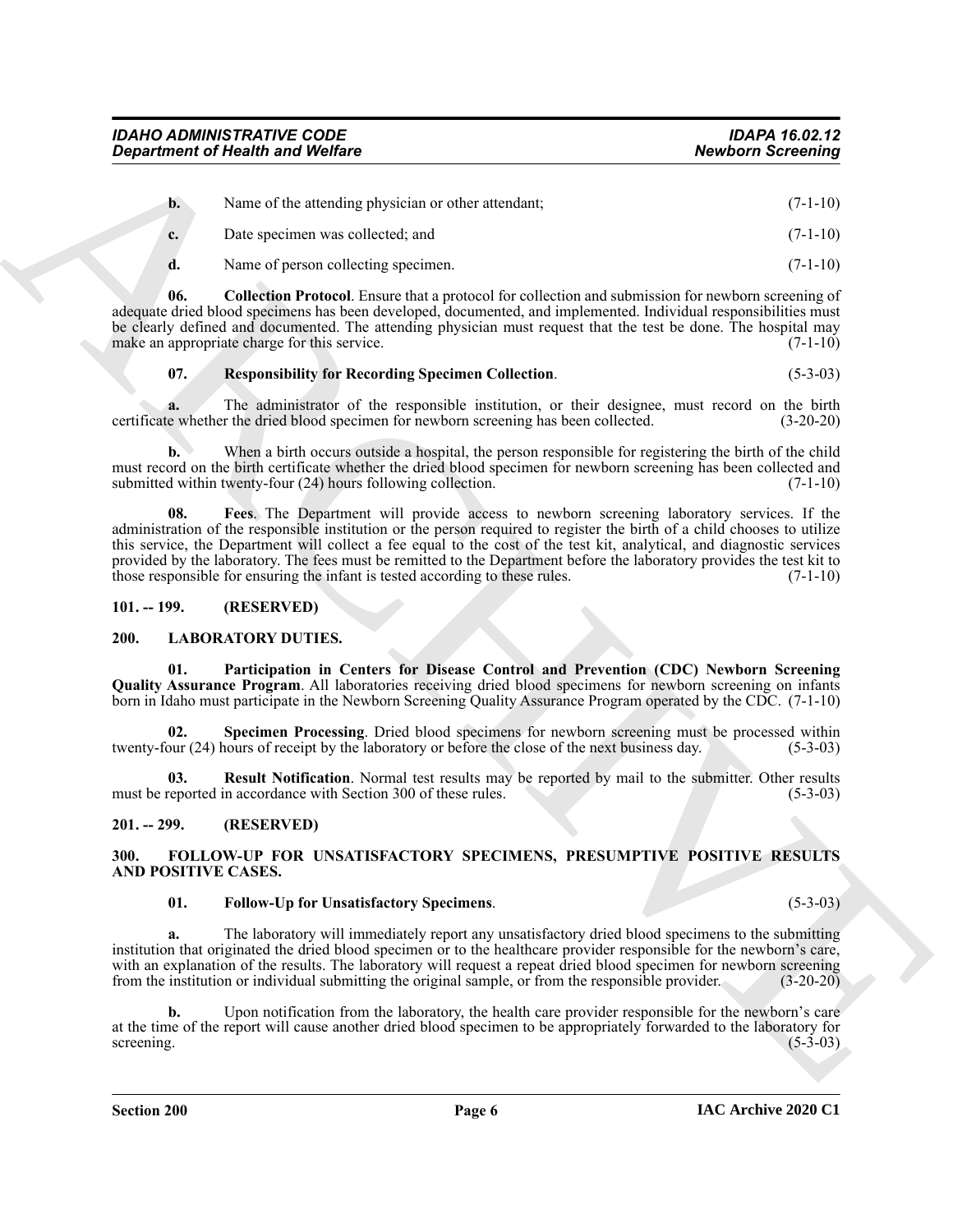**b.** Name of the attending physician or other attendant; (7-1-10)

**c.** Date specimen was collected; and (7-1-10)

**d.** Name of person collecting specimen. (7-1-10)

**06. Collection Protocol**. Ensure that a protocol for collection and submission for newborn screening of adequate dried blood specimens has been developed, documented, and implemented. Individual responsibilities must be clearly defined and documented. The attending physician must request that the test be done. The hospital may make an appropriate charge for this service. (7-1-10)

**07. Responsibility for Recording Specimen Collection**. (5-3-03)

**a.** The administrator of the responsible institution, or their designee, must record on the birth certificate whether the dried blood specimen for newborn screening has been collected. (3-20-20)

**b.** When a birth occurs outside a hospital, the person responsible for registering the birth of the child must record on the birth certificate whether the dried blood specimen for newborn screening has been collected and submitted within twenty-four (24) hours following collection. (7-1-10)

**08. Fees**. The Department will provide access to newborn screening laboratory services. If the administration of the responsible institution or the person required to register the birth of a child chooses to utilize this service, the Department will collect a fee equal to the cost of the test kit, analytical, and diagnostic services provided by the laboratory. The fees must be remitted to the Department before the laboratory provides the test kit to those responsible for ensuring the infant is tested according to these rules. (7-1-10)

## 101. -- 199. (RESERVED)

## 200. LABORATORY DUTIES.

**01. Participation in Centers for Disease Control and Prevention (CDC) Newborn Screening Quality Assurance Program**. All laboratories receiving dried blood specimens for newborn screening on infants born in Idaho must participate in the Newborn Screening Quality Assurance Program operated by the CDC. (7-1-10)

**02. Specimen Processing**. Dried blood specimens for newborn screening must be processed within twenty-four (24) hours of receipt by the laboratory or before the close of the next business day. (5-3-03)

**03. Result Notification**. Normal test results may be reported by mail to the submitter. Other results must be reported in accordance with Section 300 of these rules. (5-3-03)

## 201. -- 299. (RESERVED)

## 300. FOLLOW-UP FOR UNSATISFACTORY SPECIMENS, PRESUMPTIVE POSITIVE RESULTS AND POSITIVE CASES.

**01. Follow-Up for Unsatisfactory Specimens**. (5-3-03)

**a.** The laboratory will immediately report any unsatisfactory dried blood specimens to the submitting institution that originated the dried blood specimen or to the healthcare provider responsible for the newborn's care, with an explanation of the results. The laboratory will request a repeat dried blood specimen for newborn screening from the institution or individual submitting the original sample, or from the responsible provider. (3-20-20)

**b.** Upon notification from the laboratory, the health care provider responsible for the newborn's care at the time of the report will cause another dried blood specimen to be appropriately forwarded to the laboratory for screening. (5-3-03)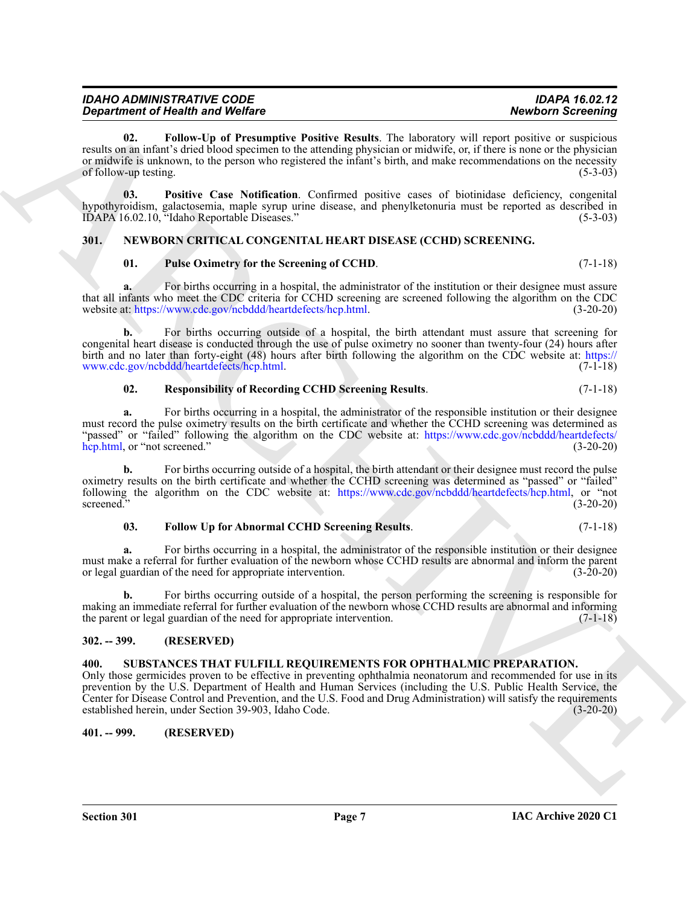**02. Follow-Up of Presumptive Positive Results**. The laboratory will report positive or suspicious results on an infant's dried blood specimen to the attending physician or midwife, or, if there is none or the physician or midwife is unknown, to the person who registered the infant's birth, and make recommendations on the necessity of follow-up testing. (5-3-03)

**03. Positive Case Notification**. Confirmed positive cases of biotinidase deficiency, congenital hypothyroidism, galactosemia, maple syrup urine disease, and phenylketonuria must be reported as described in IDAPA 16.02.10, "Idaho Reportable Diseases." (5-3-03)

## 301. NEWBORN CRITICAL CONGENITAL HEART DISEASE (CCHD) SCREENING.

**01. Pulse Oximetry for the Screening of CCHD**. (7-1-18)

**a.** For births occurring in a hospital, the administrator of the institution or their designee must assure that all infants who meet the CDC criteria for CCHD screening are screened following the algorithm on the CDC website at: https://www.cdc.gov/ncbddd/heartdefects/hcp.html. (3-20-20)

**b.** For births occurring outside of a hospital, the birth attendant must assure that screening for congenital heart disease is conducted through the use of pulse oximetry no sooner than twenty-four (24) hours after birth and no later than forty-eight (48) hours after birth following the algorithm on the CDC website at: https://www.cdc.gov/ncbddd/heartdefects/hcp.html. (7-1-18)

**02. Responsibility of Recording CCHD Screening Results**. (7-1-18)

**a.** For births occurring in a hospital, the administrator of the responsible institution or their designee must record the pulse oximetry results on the birth certificate and whether the CCHD screening was determined as "passed" or "failed" following the algorithm on the CDC website at: https://www.cdc.gov/ncbddd/heartdefects/hcp.html, or "not screened." (3-20-20)

**b.** For births occurring outside of a hospital, the birth attendant or their designee must record the pulse oximetry results on the birth certificate and whether the CCHD screening was determined as "passed" or "failed" following the algorithm on the CDC website at: https://www.cdc.gov/ncbddd/heartdefects/hcp.html, or "not screened." (3-20-20)

**03. Follow Up for Abnormal CCHD Screening Results**. (7-1-18)

**a.** For births occurring in a hospital, the administrator of the responsible institution or their designee must make a referral for further evaluation of the newborn whose CCHD results are abnormal and inform the parent or legal guardian of the need for appropriate intervention. (3-20-20)

**b.** For births occurring outside of a hospital, the person performing the screening is responsible for making an immediate referral for further evaluation of the newborn whose CCHD results are abnormal and informing the parent or legal guardian of the need for appropriate intervention. (7-1-18)

## 302. -- 399. (RESERVED)

## 400. SUBSTANCES THAT FULFILL REQUIREMENTS FOR OPHTHALMIC PREPARATION.

Only those germicides proven to be effective in preventing ophthalmia neonatorum and recommended for use in its prevention by the U.S. Department of Health and Human Services (including the U.S. Public Health Service, the Center for Disease Control and Prevention, and the U.S. Food and Drug Administration) will satisfy the requirements established herein, under Section 39-903, Idaho Code. (3-20-20)

## 401. -- 999. (RESERVED)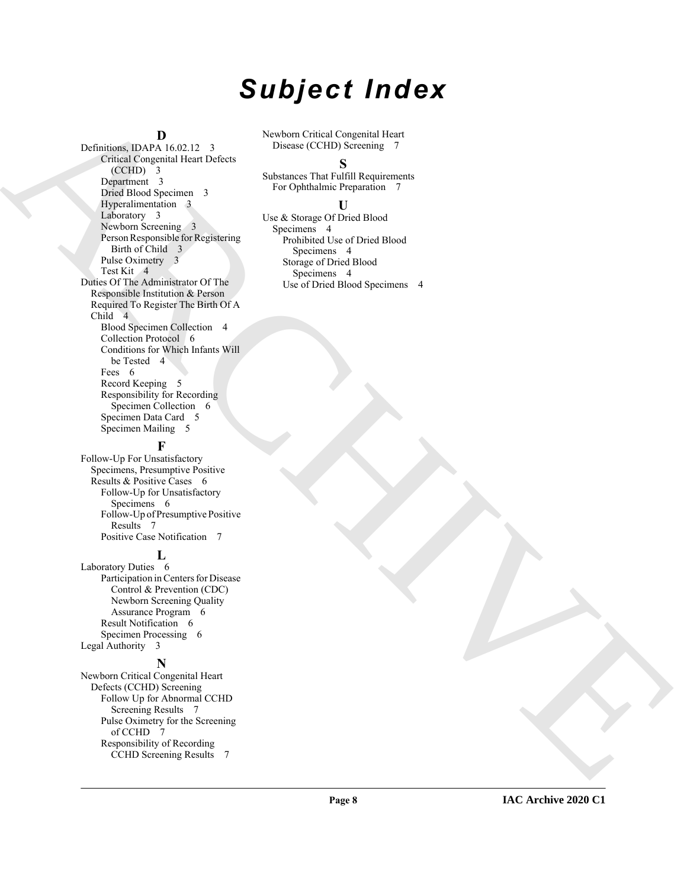# *Subject Index*

**D**

Definitions, IDAPA 16.02.12 3
- Critical Congenital Heart Defects (CCHD) 3
- Department 3
- Dried Blood Specimen 3
- Hyperalimentation 3
- Laboratory 3
- Newborn Screening 3
- Person Responsible for Registering Birth of Child 3
- Pulse Oximetry 3
- Test Kit 4

Duties Of The Administrator Of The Responsible Institution & Person Required To Register The Birth Of A Child 4
- Blood Specimen Collection 4
- Collection Protocol 6
- Conditions for Which Infants Will be Tested 4
- Fees 6
- Record Keeping 5
- Responsibility for Recording Specimen Collection 6
- Specimen Data Card 5
- Specimen Mailing 5

**F**

Follow-Up For Unsatisfactory Specimens, Presumptive Positive Results & Positive Cases 6
- Follow-Up for Unsatisfactory Specimens 6
- Follow-Up of Presumptive Positive Results 7
- Positive Case Notification 7

**L**

Laboratory Duties 6
- Participation in Centers for Disease Control & Prevention (CDC) Newborn Screening Quality Assurance Program 6
- Result Notification 6
- Specimen Processing 6

Legal Authority 3

**N**

Newborn Critical Congenital Heart Defects (CCHD) Screening
- Follow Up for Abnormal CCHD Screening Results 7
- Pulse Oximetry for the Screening of CCHD 7
- Responsibility of Recording CCHD Screening Results 7

Newborn Critical Congenital Heart Disease (CCHD) Screening 7

**S**

Substances That Fulfill Requirements For Ophthalmic Preparation 7

**U**

Use & Storage Of Dried Blood Specimens 4
- Prohibited Use of Dried Blood Specimens 4
- Storage of Dried Blood Specimens 4
- Use of Dried Blood Specimens 4